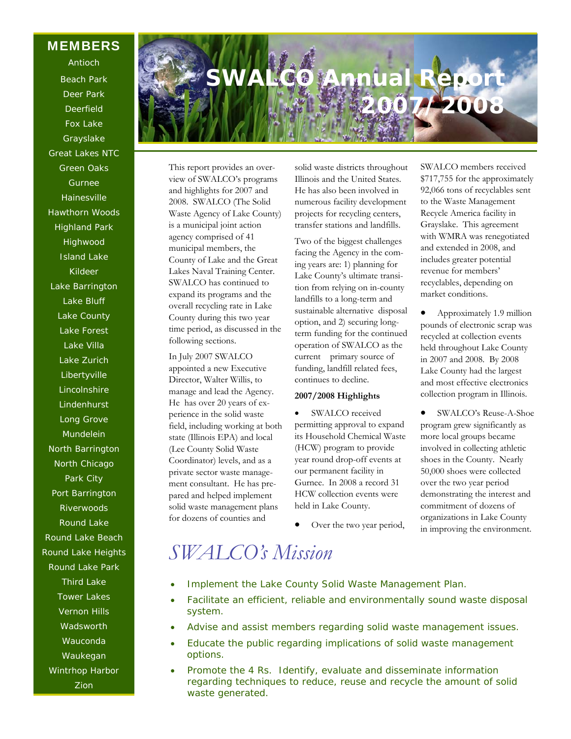# SWALCO Annual Report 2007/2008

## MEMBERS

Antioch
Beach Park
Deer Park
Deerfield
Fox Lake
Grayslake
Great Lakes NTC
Green Oaks
Gurnee
Hainesville
Hawthorn Woods
Highland Park
Highwood
Island Lake
Kildeer
Lake Barrington
Lake Bluff
Lake County
Lake Forest
Lake Villa
Lake Zurich
Libertyville
Lincolnshire
Lindenhurst
Long Grove
Mundelein
North Barrington
North Chicago
Park City
Port Barrington
Riverwoods
Round Lake
Round Lake Beach
Round Lake Heights
Round Lake Park
Third Lake
Tower Lakes
Vernon Hills
Wadsworth
Wauconda
Waukegan
Wintrhop Harbor
Zion

This report provides an overview of SWALCO's programs and highlights for 2007 and 2008. SWALCO (The Solid Waste Agency of Lake County) is a municipal joint action agency comprised of 41 municipal members, the County of Lake and the Great Lakes Naval Training Center. SWALCO has continued to expand its programs and the overall recycling rate in Lake County during this two year time period, as discussed in the following sections.

In July 2007 SWALCO appointed a new Executive Director, Walter Willis, to manage and lead the Agency. He has over 20 years of experience in the solid waste field, including working at both state (Illinois EPA) and local (Lee County Solid Waste Coordinator) levels, and as a private sector waste management consultant. He has prepared and helped implement solid waste management plans for dozens of counties and solid waste districts throughout Illinois and the United States. He has also been involved in numerous facility development projects for recycling centers, transfer stations and landfills.

Two of the biggest challenges facing the Agency in the coming years are: 1) planning for Lake County's ultimate transition from relying on in-county landfills to a long-term and sustainable alternative disposal option, and 2) securing long-term funding for the continued operation of SWALCO as the current primary source of funding, landfill related fees, continues to decline.

**2007/2008 Highlights**

- SWALCO received permitting approval to expand its Household Chemical Waste (HCW) program to provide year round drop-off events at our permanent facility in Gurnee. In 2008 a record 31 HCW collection events were held in Lake County.
- Over the two year period, SWALCO members received $717,755 for the approximately 92,066 tons of recyclables sent to the Waste Management Recycle America facility in Grayslake. This agreement with WMRA was renegotiated and extended in 2008, and includes greater potential revenue for members' recyclables, depending on market conditions.
- Approximately 1.9 million pounds of electronic scrap was recycled at collection events held throughout Lake County in 2007 and 2008. By 2008 Lake County had the largest and most effective electronics collection program in Illinois.
- SWALCO's Reuse-A-Shoe program grew significantly as more local groups became involved in collecting athletic shoes in the County. Nearly 50,000 shoes were collected over the two year period demonstrating the interest and commitment of dozens of organizations in Lake County in improving the environment.

## *SWALCO's Mission*

- Implement the Lake County Solid Waste Management Plan.
- Facilitate an efficient, reliable and environmentally sound waste disposal system.
- Advise and assist members regarding solid waste management issues.
- Educate the public regarding implications of solid waste management options.
- Promote the 4 Rs. Identify, evaluate and disseminate information regarding techniques to reduce, reuse and recycle the amount of solid waste generated.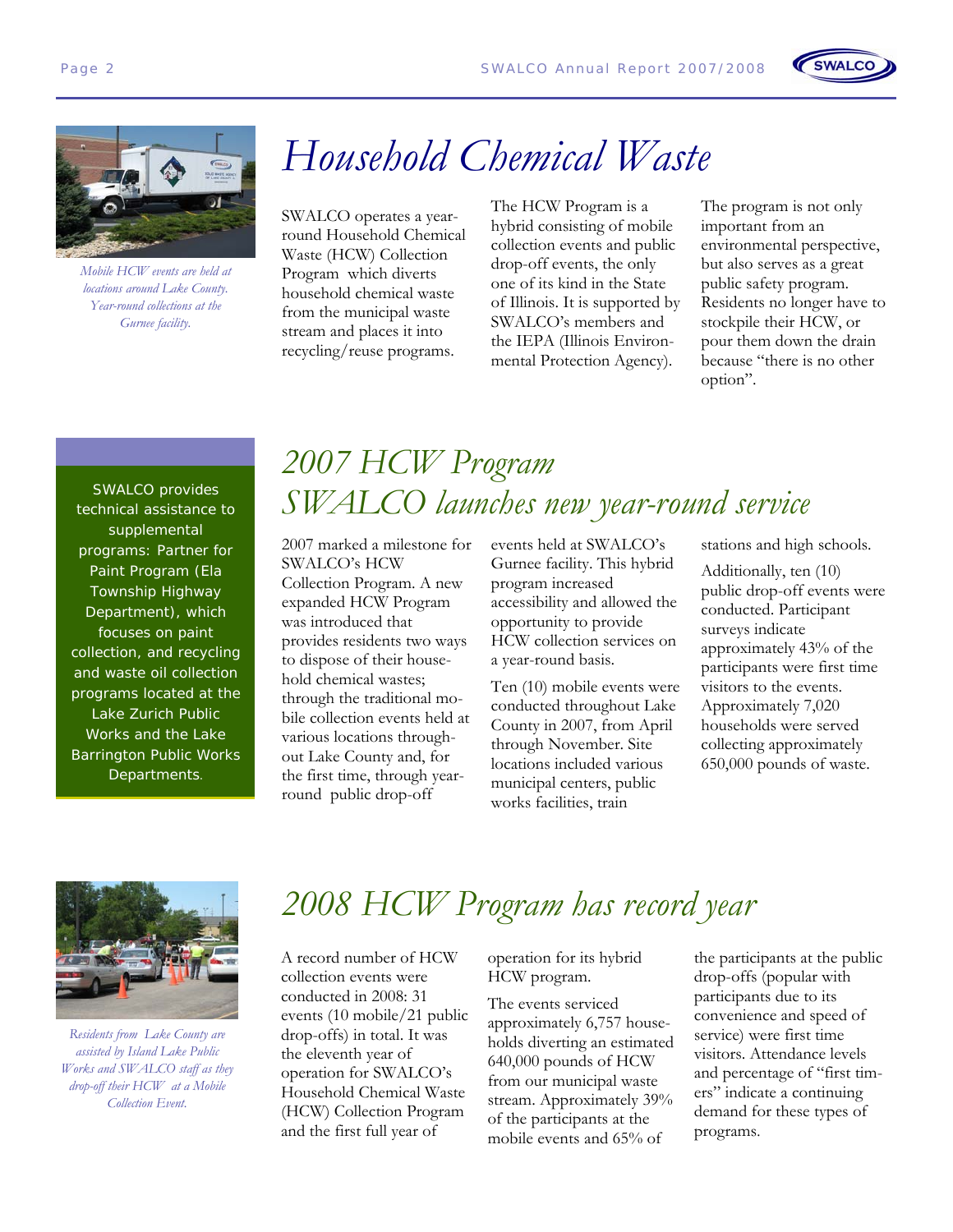# Household Chemical Waste

*Mobile HCW events are held at locations around Lake County. Year-round collections at the Gurnee facility.*

SWALCO operates a year-round Household Chemical Waste (HCW) Collection Program which diverts household chemical waste from the municipal waste stream and places it into recycling/reuse programs.

The HCW Program is a hybrid consisting of mobile collection events and public drop-off events, the only one of its kind in the State of Illinois. It is supported by SWALCO's members and the IEPA (Illinois Environmental Protection Agency).

The program is not only important from an environmental perspective, but also serves as a great public safety program. Residents no longer have to stockpile their HCW, or pour them down the drain because "there is no other option".

SWALCO provides technical assistance to supplemental programs: Partner for Paint Program (Ela Township Highway Department), which focuses on paint collection, and recycling and waste oil collection programs located at the Lake Zurich Public Works and the Lake Barrington Public Works Departments.

## 2007 HCW Program
## SWALCO launches new year-round service

2007 marked a milestone for SWALCO's HCW Collection Program. A new expanded HCW Program was introduced that provides residents two ways to dispose of their household chemical wastes; through the traditional mobile collection events held at various locations throughout Lake County and, for the first time, through year-round public drop-off events held at SWALCO's Gurnee facility. This hybrid program increased accessibility and allowed the opportunity to provide HCW collection services on a year-round basis.

Ten (10) mobile events were conducted throughout Lake County in 2007, from April through November. Site locations included various municipal centers, public works facilities, train stations and high schools.

Additionally, ten (10) public drop-off events were conducted. Participant surveys indicate approximately 43% of the participants were first time visitors to the events. Approximately 7,020 households were served collecting approximately 650,000 pounds of waste.

*Residents from Lake County are assisted by Island Lake Public Works and SWALCO staff as they drop-off their HCW at a Mobile Collection Event.*

## 2008 HCW Program has record year

A record number of HCW collection events were conducted in 2008: 31 events (10 mobile/21 public drop-offs) in total. It was the eleventh year of operation for SWALCO's Household Chemical Waste (HCW) Collection Program and the first full year of operation for its hybrid HCW program.

The events serviced approximately 6,757 households diverting an estimated 640,000 pounds of HCW from our municipal waste stream. Approximately 39% of the participants at the mobile events and 65% of the participants at the public drop-offs (popular with participants due to its convenience and speed of service) were first time visitors. Attendance levels and percentage of "first timers" indicate a continuing demand for these types of programs.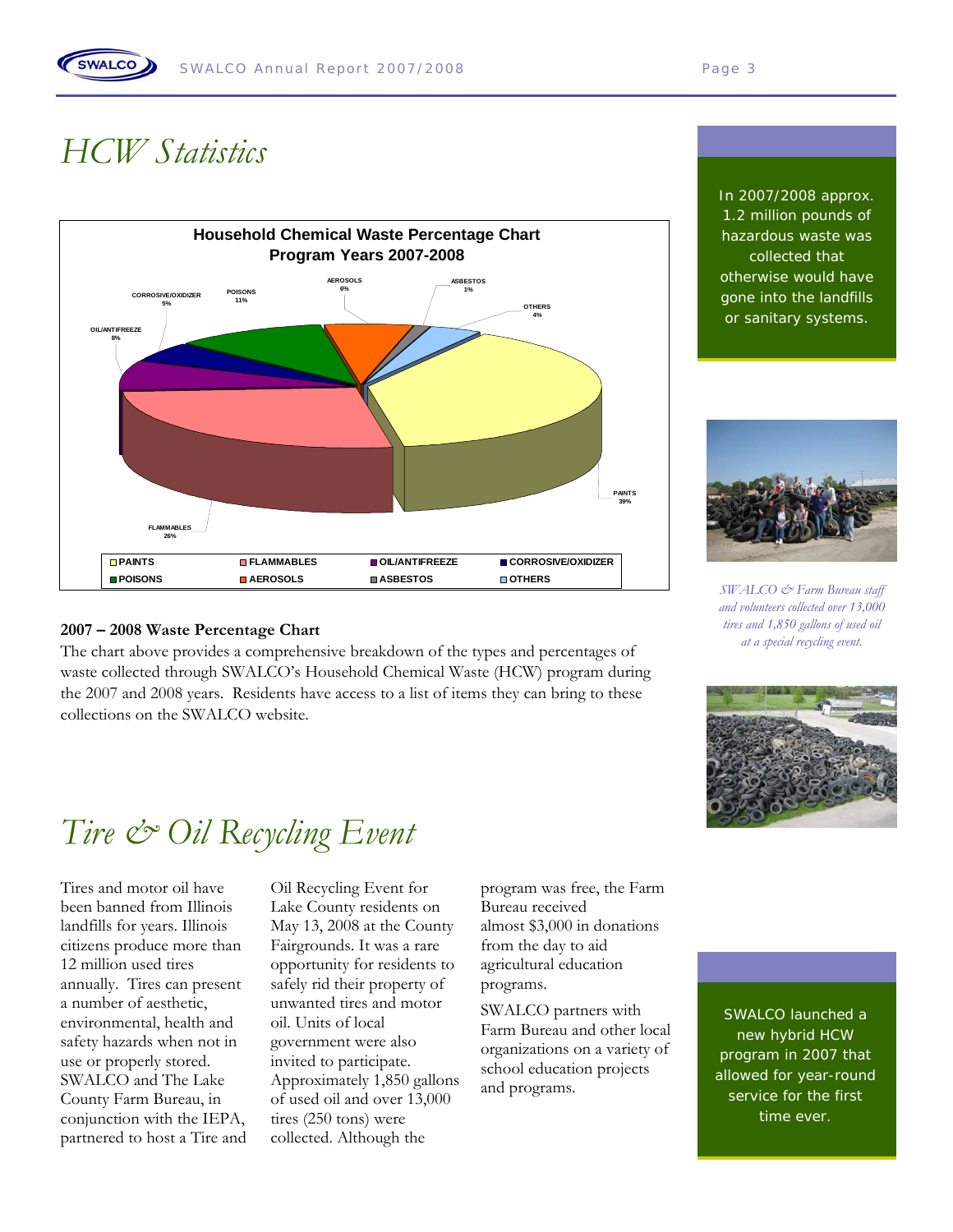# HCW Statistics

**Household Chemical Waste Percentage Chart**
**Program Years 2007-2008**

| Category | Percentage |
|---|---|
| PAINTS | 39% |
| FLAMMABLES | 26% |
| OIL/ANTIFREEZE | 8% |
| CORROSIVE/OXIDIZER | 5% |
| POISONS | 11% |
| AEROSOLS | 6% |
| ASBESTOS | 1% |
| OTHERS | 4% |

**2007 – 2008 Waste Percentage Chart**

The chart above provides a comprehensive breakdown of the types and percentages of waste collected through SWALCO's Household Chemical Waste (HCW) program during the 2007 and 2008 years. Residents have access to a list of items they can bring to these collections on the SWALCO website.

In 2007/2008 approx. 1.2 million pounds of hazardous waste was collected that otherwise would have gone into the landfills or sanitary systems.

*SWALCO & Farm Bureau staff and volunteers collected over 13,000 tires and 1,850 gallons of used oil at a special recycling event.*

# Tire & Oil Recycling Event

Tires and motor oil have been banned from Illinois landfills for years. Illinois citizens produce more than 12 million used tires annually. Tires can present a number of aesthetic, environmental, health and safety hazards when not in use or properly stored. SWALCO and The Lake County Farm Bureau, in conjunction with the IEPA, partnered to host a Tire and Oil Recycling Event for Lake County residents on May 13, 2008 at the County Fairgrounds. It was a rare opportunity for residents to safely rid their property of unwanted tires and motor oil. Units of local government were also invited to participate. Approximately 1,850 gallons of used oil and over 13,000 tires (250 tons) were collected. Although the program was free, the Farm Bureau received almost $3,000 in donations from the day to aid agricultural education programs.

SWALCO partners with Farm Bureau and other local organizations on a variety of school education projects and programs.

SWALCO launched a new hybrid HCW program in 2007 that allowed for year-round service for the first time ever.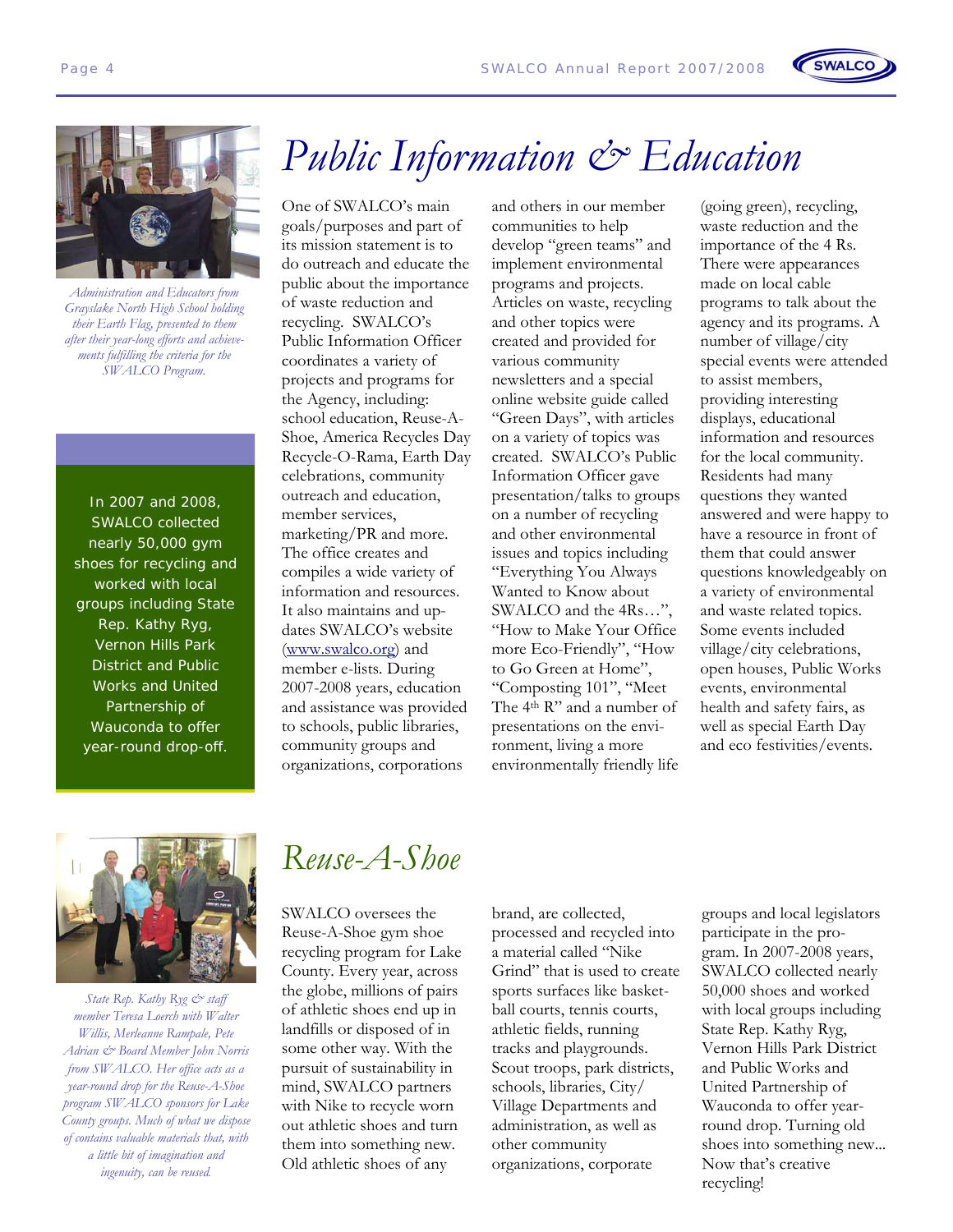# Public Information & Education

*Administration and Educators from Grayslake North High School holding their Earth Flag, presented to them after their year-long efforts and achievements fulfilling the criteria for the SWALCO Program.*

One of SWALCO's main goals/purposes and part of its mission statement is to do outreach and educate the public about the importance of waste reduction and recycling. SWALCO's Public Information Officer coordinates a variety of projects and programs for the Agency, including: school education, Reuse-A-Shoe, America Recycles Day Recycle-O-Rama, Earth Day celebrations, community outreach and education, member services, marketing/PR and more. The office creates and compiles a wide variety of information and resources. It also maintains and updates SWALCO's website ([www.swalco.org](http://www.swalco.org)) and member e-lists. During 2007-2008 years, education and assistance was provided to schools, public libraries, community groups and organizations, corporations and others in our member communities to help develop "green teams" and implement environmental programs and projects. Articles on waste, recycling and other topics were created and provided for various community newsletters and a special online website guide called "Green Days", with articles on a variety of topics was created. SWALCO's Public Information Officer gave presentation/talks to groups on a number of recycling and other environmental issues and topics including "Everything You Always Wanted to Know about SWALCO and the 4Rs…", "How to Make Your Office more Eco-Friendly", "How to Go Green at Home", "Composting 101", "Meet The 4th R" and a number of presentations on the environment, living a more environmentally friendly life (going green), recycling, waste reduction and the importance of the 4 Rs. There were appearances made on local cable programs to talk about the agency and its programs. A number of village/city special events were attended to assist members, providing interesting displays, educational information and resources for the local community. Residents had many questions they wanted answered and were happy to have a resource in front of them that could answer questions knowledgeably on a variety of environmental and waste related topics. Some events included village/city celebrations, open houses, Public Works events, environmental health and safety fairs, as well as special Earth Day and eco festivities/events.

In 2007 and 2008, SWALCO collected nearly 50,000 gym shoes for recycling and worked with local groups including State Rep. Kathy Ryg, Vernon Hills Park District and Public Works and United Partnership of Wauconda to offer year-round drop-off.

## Reuse-A-Shoe

*State Rep. Kathy Ryg & staff member Teresa Loerch with Walter Willis, Merleanne Rampale, Pete Adrian & Board Member John Norris from SWALCO. Her office acts as a year-round drop for the Reuse-A-Shoe program SWALCO sponsors for Lake County groups. Much of what we dispose of contains valuable materials that, with a little bit of imagination and ingenuity, can be reused.*

SWALCO oversees the Reuse-A-Shoe gym shoe recycling program for Lake County. Every year, across the globe, millions of pairs of athletic shoes end up in landfills or disposed of in some other way. With the pursuit of sustainability in mind, SWALCO partners with Nike to recycle worn out athletic shoes and turn them into something new. Old athletic shoes of any brand, are collected, processed and recycled into a material called "Nike Grind" that is used to create sports surfaces like basketball courts, tennis courts, athletic fields, running tracks and playgrounds. Scout troops, park districts, schools, libraries, City/Village Departments and administration, as well as other community organizations, corporate groups and local legislators participate in the program. In 2007-2008 years, SWALCO collected nearly 50,000 shoes and worked with local groups including State Rep. Kathy Ryg, Vernon Hills Park District and Public Works and United Partnership of Wauconda to offer year-round drop. Turning old shoes into something new... Now that's creative recycling!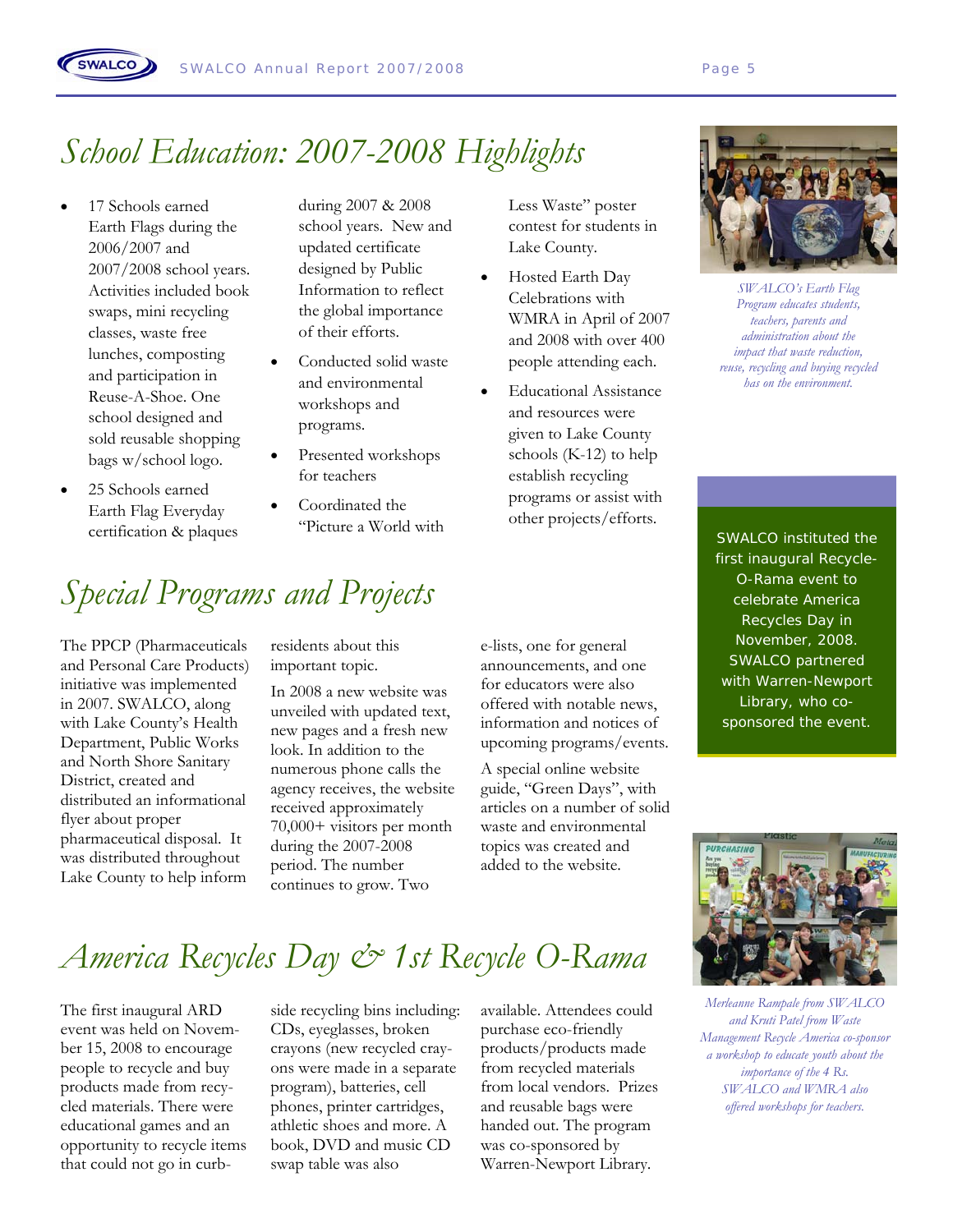# School Education: 2007-2008 Highlights

- 17 Schools earned Earth Flags during the 2006/2007 and 2007/2008 school years. Activities included book swaps, mini recycling classes, waste free lunches, composting and participation in Reuse-A-Shoe. One school designed and sold reusable shopping bags w/school logo.
- 25 Schools earned Earth Flag Everyday certification & plaques during 2007 & 2008 school years. New and updated certificate designed by Public Information to reflect the global importance of their efforts.
- Conducted solid waste and environmental workshops and programs.
- Presented workshops for teachers
- Coordinated the "Picture a World with Less Waste" poster contest for students in Lake County.
- Hosted Earth Day Celebrations with WMRA in April of 2007 and 2008 with over 400 people attending each.
- Educational Assistance and resources were given to Lake County schools (K-12) to help establish recycling programs or assist with other projects/efforts.

*SWALCO's Earth Flag Program educates students, teachers, parents and administration about the impact that waste reduction, reuse, recycling and buying recycled has on the environment.*

# Special Programs and Projects

The PPCP (Pharmaceuticals and Personal Care Products) initiative was implemented in 2007. SWALCO, along with Lake County's Health Department, Public Works and North Shore Sanitary District, created and distributed an informational flyer about proper pharmaceutical disposal. It was distributed throughout Lake County to help inform residents about this important topic.

In 2008 a new website was unveiled with updated text, new pages and a fresh new look. In addition to the numerous phone calls the agency receives, the website received approximately 70,000+ visitors per month during the 2007-2008 period. The number continues to grow. Two e-lists, one for general announcements, and one for educators were also offered with notable news, information and notices of upcoming programs/events.

A special online website guide, "Green Days", with articles on a number of solid waste and environmental topics was created and added to the website.

SWALCO instituted the first inaugural Recycle-O-Rama event to celebrate America Recycles Day in November, 2008. SWALCO partnered with Warren-Newport Library, who co-sponsored the event.

# America Recycles Day & 1st Recycle O-Rama

The first inaugural ARD event was held on November 15, 2008 to encourage people to recycle and buy products made from recycled materials. There were educational games and an opportunity to recycle items that could not go in curbside recycling bins including: CDs, eyeglasses, broken crayons (new recycled crayons were made in a separate program), batteries, cell phones, printer cartridges, athletic shoes and more. A book, DVD and music CD swap table was also available. Attendees could purchase eco-friendly products/products made from recycled materials from local vendors. Prizes and reusable bags were handed out. The program was co-sponsored by Warren-Newport Library.

*Merleanne Rampale from SWALCO and Kruti Patel from Waste Management Recycle America co-sponsor a workshop to educate youth about the importance of the 4 Rs. SWALCO and WMRA also offered workshops for teachers.*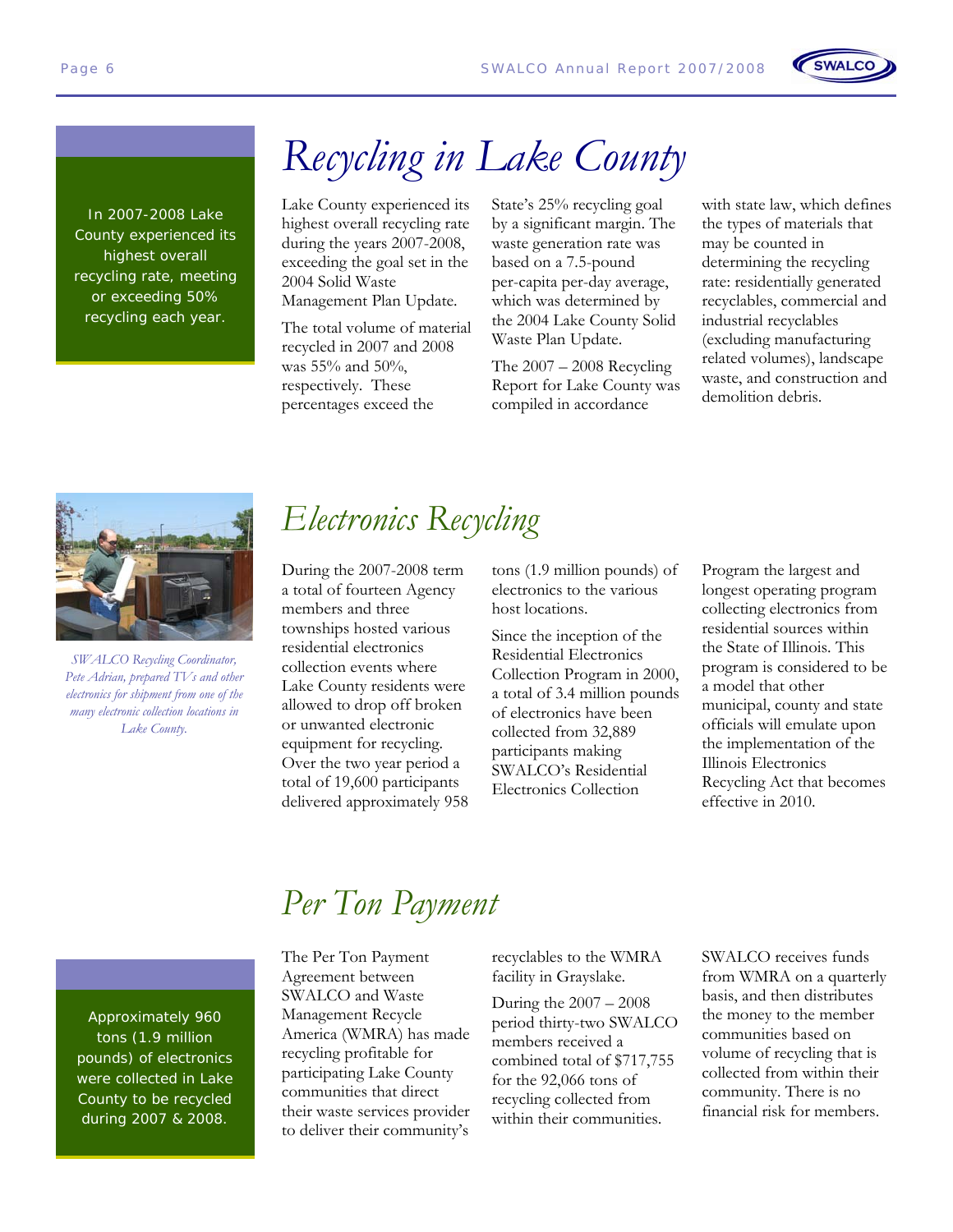In 2007-2008 Lake County experienced its highest overall recycling rate, meeting or exceeding 50% recycling each year.

# Recycling in Lake County

Lake County experienced its highest overall recycling rate during the years 2007-2008, exceeding the goal set in the 2004 Solid Waste Management Plan Update.

The total volume of material recycled in 2007 and 2008 was 55% and 50%, respectively. These percentages exceed the State's 25% recycling goal by a significant margin. The waste generation rate was based on a 7.5-pound per-capita per-day average, which was determined by the 2004 Lake County Solid Waste Plan Update.

The 2007 – 2008 Recycling Report for Lake County was compiled in accordance with state law, which defines the types of materials that may be counted in determining the recycling rate: residentially generated recyclables, commercial and industrial recyclables (excluding manufacturing related volumes), landscape waste, and construction and demolition debris.

*SWALCO Recycling Coordinator, Pete Adrian, prepared TVs and other electronics for shipment from one of the many electronic collection locations in Lake County.*

# Electronics Recycling

During the 2007-2008 term a total of fourteen Agency members and three townships hosted various residential electronics collection events where Lake County residents were allowed to drop off broken or unwanted electronic equipment for recycling. Over the two year period a total of 19,600 participants delivered approximately 958 tons (1.9 million pounds) of electronics to the various host locations.

Since the inception of the Residential Electronics Collection Program in 2000, a total of 3.4 million pounds of electronics have been collected from 32,889 participants making SWALCO's Residential Electronics Collection Program the largest and longest operating program collecting electronics from residential sources within the State of Illinois. This program is considered to be a model that other municipal, county and state officials will emulate upon the implementation of the Illinois Electronics Recycling Act that becomes effective in 2010.

# Per Ton Payment

Approximately 960 tons (1.9 million pounds) of electronics were collected in Lake County to be recycled during 2007 & 2008.

The Per Ton Payment Agreement between SWALCO and Waste Management Recycle America (WMRA) has made recycling profitable for participating Lake County communities that direct their waste services provider to deliver their community's recyclables to the WMRA facility in Grayslake.

During the 2007 – 2008 period thirty-two SWALCO members received a combined total of $717,755 for the 92,066 tons of recycling collected from within their communities.

SWALCO receives funds from WMRA on a quarterly basis, and then distributes the money to the member communities based on volume of recycling that is collected from within their community. There is no financial risk for members.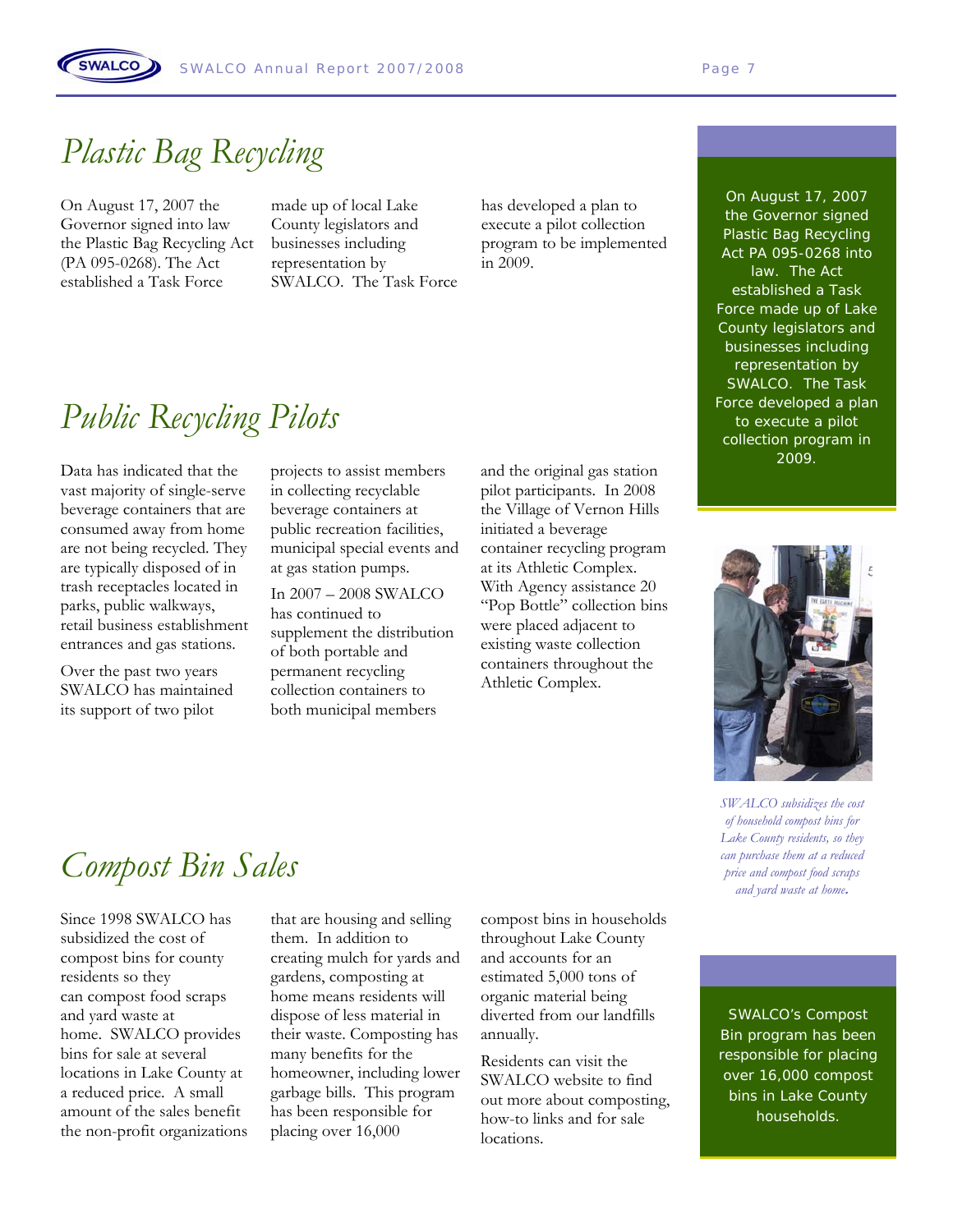## *Plastic Bag Recycling*

On August 17, 2007 the Governor signed into law the Plastic Bag Recycling Act (PA 095-0268). The Act established a Task Force made up of local Lake County legislators and businesses including representation by SWALCO. The Task Force has developed a plan to execute a pilot collection program to be implemented in 2009.

On August 17, 2007 the Governor signed Plastic Bag Recycling Act PA 095-0268 into law. The Act established a Task Force made up of Lake County legislators and businesses including representation by SWALCO. The Task Force developed a plan to execute a pilot collection program in 2009.

## *Public Recycling Pilots*

Data has indicated that the vast majority of single-serve beverage containers that are consumed away from home are not being recycled. They are typically disposed of in trash receptacles located in parks, public walkways, retail business establishment entrances and gas stations.

Over the past two years SWALCO has maintained its support of two pilot projects to assist members in collecting recyclable beverage containers at public recreation facilities, municipal special events and at gas station pumps.

In 2007 – 2008 SWALCO has continued to supplement the distribution of both portable and permanent recycling collection containers to both municipal members and the original gas station pilot participants. In 2008 the Village of Vernon Hills initiated a beverage container recycling program at its Athletic Complex. With Agency assistance 20 "Pop Bottle" collection bins were placed adjacent to existing waste collection containers throughout the Athletic Complex.

*SWALCO subsidizes the cost of household compost bins for Lake County residents, so they can purchase them at a reduced price and compost food scraps and yard waste at home.*

## *Compost Bin Sales*

Since 1998 SWALCO has subsidized the cost of compost bins for county residents so they can compost food scraps and yard waste at home. SWALCO provides bins for sale at several locations in Lake County at a reduced price. A small amount of the sales benefit the non-profit organizations that are housing and selling them. In addition to creating mulch for yards and gardens, composting at home means residents will dispose of less material in their waste. Composting has many benefits for the homeowner, including lower garbage bills. This program has been responsible for placing over 16,000 compost bins in households throughout Lake County and accounts for an estimated 5,000 tons of organic material being diverted from our landfills annually.

Residents can visit the SWALCO website to find out more about composting, how-to links and for sale locations.

SWALCO's Compost Bin program has been responsible for placing over 16,000 compost bins in Lake County households.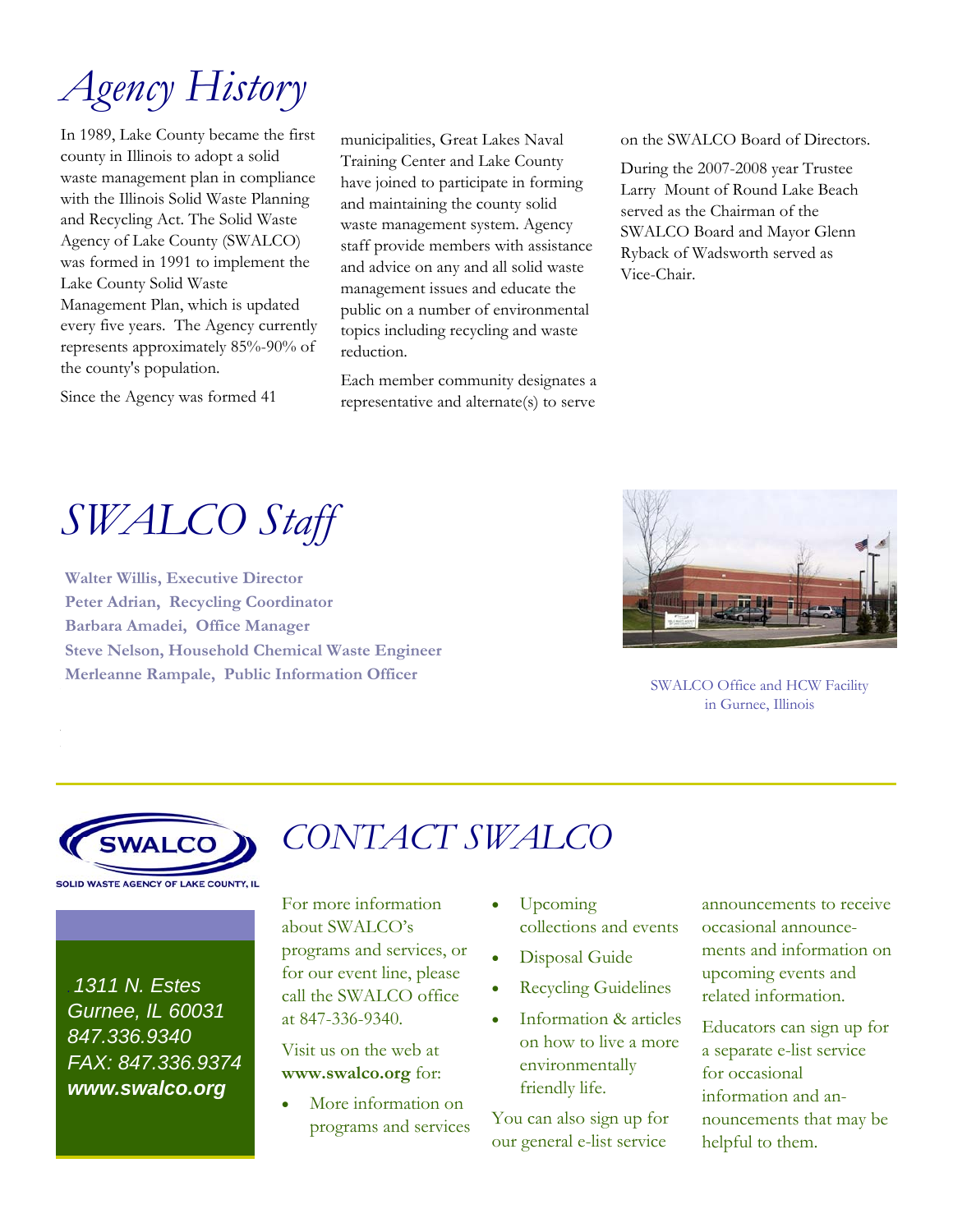# Agency History

In 1989, Lake County became the first county in Illinois to adopt a solid waste management plan in compliance with the Illinois Solid Waste Planning and Recycling Act. The Solid Waste Agency of Lake County (SWALCO) was formed in 1991 to implement the Lake County Solid Waste Management Plan, which is updated every five years. The Agency currently represents approximately 85%-90% of the county's population.

Since the Agency was formed 41 municipalities, Great Lakes Naval Training Center and Lake County have joined to participate in forming and maintaining the county solid waste management system. Agency staff provide members with assistance and advice on any and all solid waste management issues and educate the public on a number of environmental topics including recycling and waste reduction.

Each member community designates a representative and alternate(s) to serve on the SWALCO Board of Directors.

During the 2007-2008 year Trustee Larry Mount of Round Lake Beach served as the Chairman of the SWALCO Board and Mayor Glenn Ryback of Wadsworth served as Vice-Chair.

# SWALCO Staff

**Walter Willis, Executive Director**
**Peter Adrian, Recycling Coordinator**
**Barbara Amadei, Office Manager**
**Steve Nelson, Household Chemical Waste Engineer**
**Merleanne Rampale, Public Information Officer**

SWALCO Office and HCW Facility in Gurnee, Illinois

SWALCO
SOLID WASTE AGENCY OF LAKE COUNTY, IL

*1311 N. Estes*
*Gurnee, IL 60031*
*847.336.9340*
*FAX: 847.336.9374*
***www.swalco.org***

# CONTACT SWALCO

For more information about SWALCO's programs and services, or for our event line, please call the SWALCO office at 847-336-9340.

Visit us on the web at **www.swalco.org** for:

- More information on programs and services
- Upcoming collections and events
- Disposal Guide
- Recycling Guidelines
- Information & articles on how to live a more environmentally friendly life.

You can also sign up for our general e-list service announcements to receive occasional announcements and information on upcoming events and related information.

Educators can sign up for a separate e-list service for occasional information and announcements that may be helpful to them.